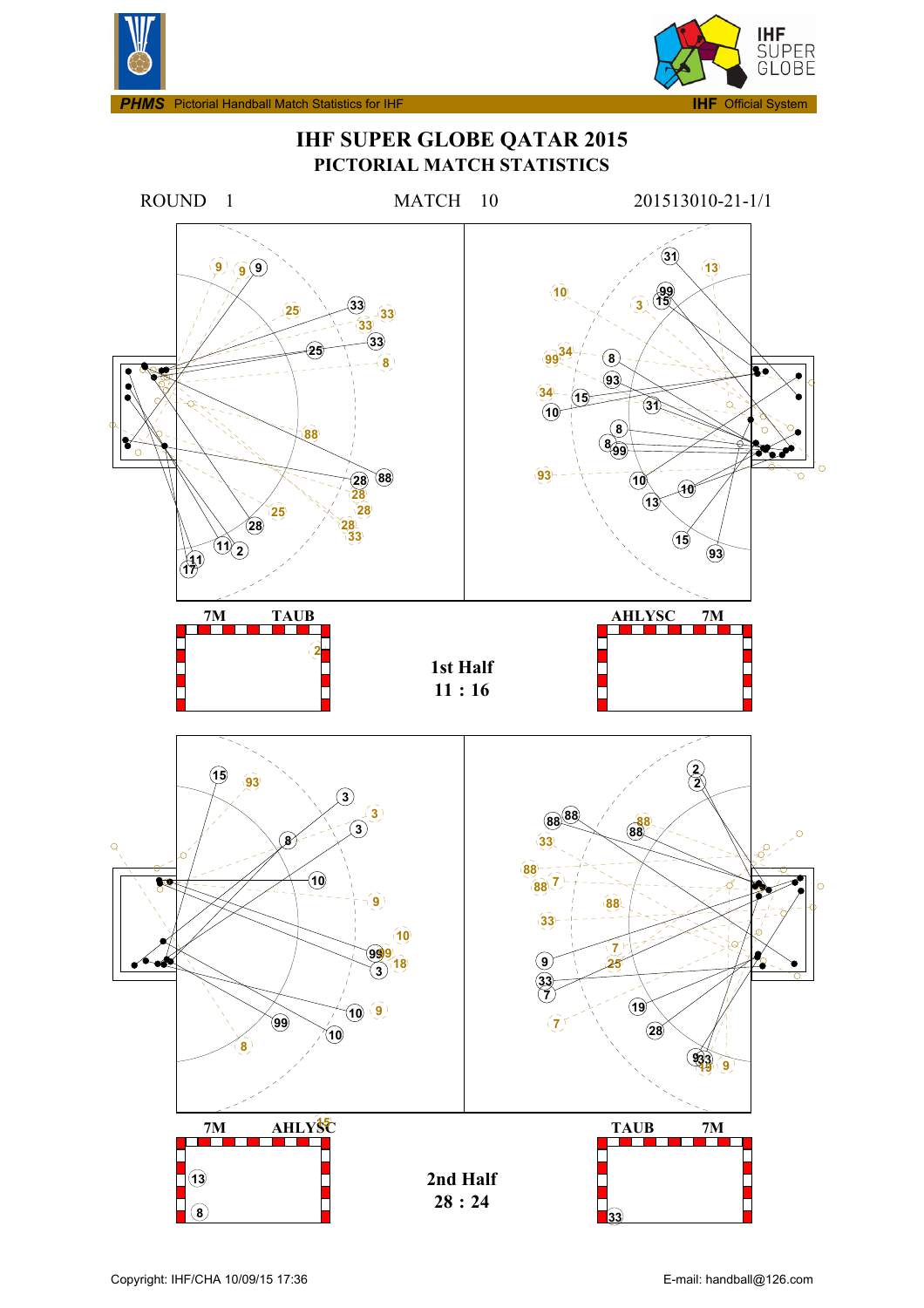# IHF SUPER GLOBE QATAR 2015

## PICTORIAL MATCH STATISTICS

ROUND 1 MATCH 10 201513010-21-1/1

7M TAUB

AHLYSC 7M

**1st Half**
**11 : 16**

7M AHLYSC

TAUB 7M

**2nd Half**
**28 : 24**

Copyright: IHF/CHA 10/09/15 17:36

E-mail: handball@126.com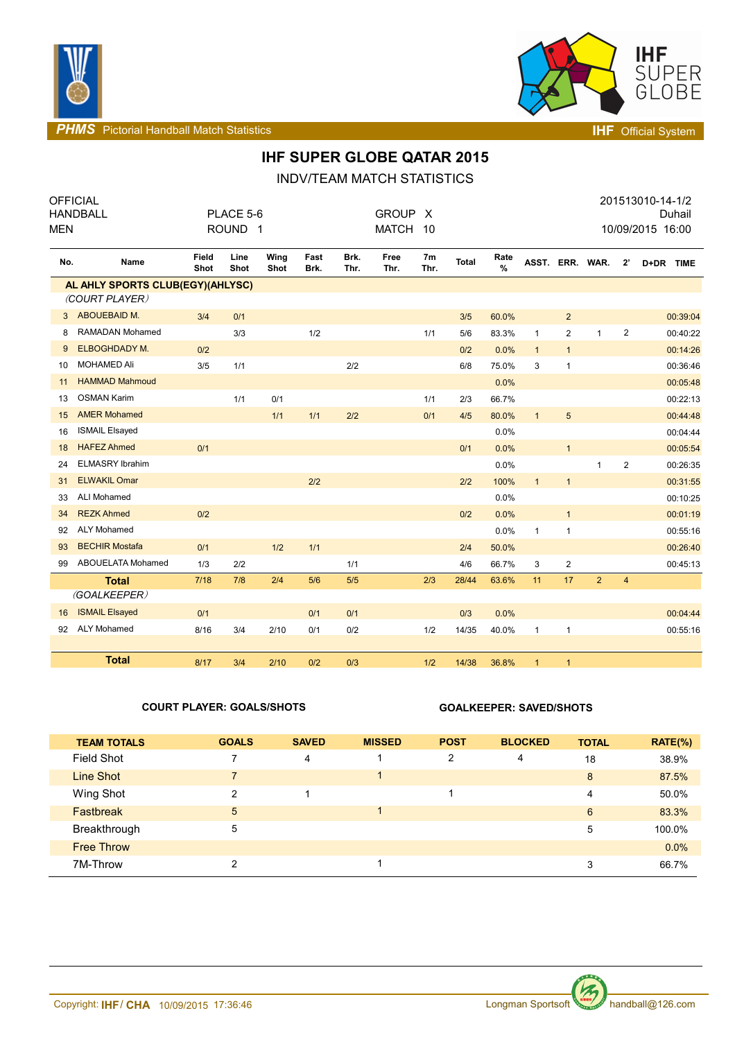# IHF SUPER GLOBE QATAR 2015

## INDV/TEAM MATCH STATISTICS

OFFICIAL
HANDBALL
MEN

PLACE 5-6
ROUND 1

GROUP X
MATCH 10

201513010-14-1/2
Duhail
10/09/2015 16:00

| No. | Name | Field Shot | Line Shot | Wing Shot | Fast Brk. | Brk. Thr. | Free Thr. | 7m Thr. | Total | Rate % | ASST. | ERR. | WAR. | 2' | D+DR | TIME |
|---|---|---|---|---|---|---|---|---|---|---|---|---|---|---|---|---|
| | **AL AHLY SPORTS CLUB(EGY)(AHLYSC)** | | | | | | | | | | | | | | | |
| | *(COURT PLAYER)* | | | | | | | | | | | | | | | |
| 3 | ABOUEBAID M. | 3/4 | 0/1 | | | | | | 3/5 | 60.0% | | 2 | | | | 00:39:04 |
| 8 | RAMADAN Mohamed | | 3/3 | | 1/2 | | | 1/1 | 5/6 | 83.3% | 1 | 2 | 1 | 2 | | 00:40:22 |
| 9 | ELBOGHDADY M. | 0/2 | | | | | | | 0/2 | 0.0% | 1 | 1 | | | | 00:14:26 |
| 10 | MOHAMED Ali | 3/5 | 1/1 | | | 2/2 | | | 6/8 | 75.0% | 3 | 1 | | | | 00:36:46 |
| 11 | HAMMAD Mahmoud | | | | | | | | | 0.0% | | | | | | 00:05:48 |
| 13 | OSMAN Karim | | 1/1 | 0/1 | | | | 1/1 | 2/3 | 66.7% | | | | | | 00:22:13 |
| 15 | AMER Mohamed | | | 1/1 | 1/1 | 2/2 | | 0/1 | 4/5 | 80.0% | 1 | 5 | | | | 00:44:48 |
| 16 | ISMAIL Elsayed | | | | | | | | | 0.0% | | | | | | 00:04:44 |
| 18 | HAFEZ Ahmed | 0/1 | | | | | | | 0/1 | 0.0% | | 1 | | | | 00:05:54 |
| 24 | ELMASRY Ibrahim | | | | | | | | | 0.0% | | | 1 | 2 | | 00:26:35 |
| 31 | ELWAKIL Omar | | | | 2/2 | | | | 2/2 | 100% | 1 | 1 | | | | 00:31:55 |
| 33 | ALI Mohamed | | | | | | | | | 0.0% | | | | | | 00:10:25 |
| 34 | REZK Ahmed | 0/2 | | | | | | | 0/2 | 0.0% | | 1 | | | | 00:01:19 |
| 92 | ALY Mohamed | | | | | | | | | 0.0% | 1 | 1 | | | | 00:55:16 |
| 93 | BECHIR Mostafa | 0/1 | | 1/2 | 1/1 | | | | 2/4 | 50.0% | | | | | | 00:26:40 |
| 99 | ABOUELATA Mohamed | 1/3 | 2/2 | | | 1/1 | | | 4/6 | 66.7% | 3 | 2 | | | | 00:45:13 |
| | **Total** | 7/18 | 7/8 | 2/4 | 5/6 | 5/5 | | 2/3 | 28/44 | 63.6% | 11 | 17 | 2 | 4 | | |
| | *(GOALKEEPER)* | | | | | | | | | | | | | | | |
| 16 | ISMAIL Elsayed | 0/1 | | | 0/1 | 0/1 | | | 0/3 | 0.0% | | | | | | 00:04:44 |
| 92 | ALY Mohamed | 8/16 | 3/4 | 2/10 | 0/1 | 0/2 | | 1/2 | 14/35 | 40.0% | 1 | 1 | | | | 00:55:16 |
| | **Total** | 8/17 | 3/4 | 2/10 | 0/2 | 0/3 | | 1/2 | 14/38 | 36.8% | 1 | 1 | | | | |

**COURT PLAYER: GOALS/SHOTS** **GOALKEEPER: SAVED/SHOTS**

| TEAM TOTALS | GOALS | SAVED | MISSED | POST | BLOCKED | TOTAL | RATE(%) |
|---|---|---|---|---|---|---|---|
| Field Shot | 7 | 4 | 1 | 2 | 4 | 18 | 38.9% |
| Line Shot | 7 | | 1 | | | 8 | 87.5% |
| Wing Shot | 2 | 1 | | 1 | | 4 | 50.0% |
| Fastbreak | 5 | | 1 | | | 6 | 83.3% |
| Breakthrough | 5 | | | | | 5 | 100.0% |
| Free Throw | | | | | | | 0.0% |
| 7M-Throw | 2 | | 1 | | | 3 | 66.7% |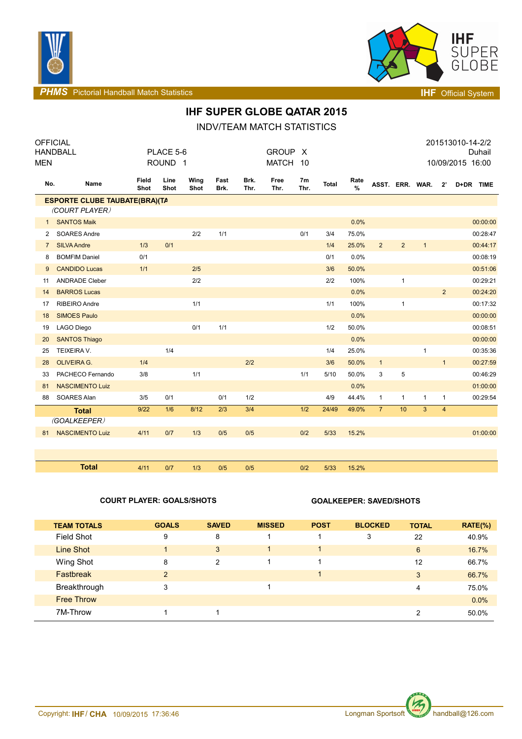PHMS Pictorial Handball Match Statistics — IHF Official System

# IHF SUPER GLOBE QATAR 2015

## INDV/TEAM MATCH STATISTICS

OFFICIAL HANDBALL MEN — PLACE 5-6, ROUND 1 — GROUP X, MATCH 10 — 201513010-14-2/2, Duhail, 10/09/2015 16:00

| No. | Name | Field Shot | Line Shot | Wing Shot | Fast Brk. | Brk. Thr. | Free Thr. | 7m Thr. | Total | Rate % | ASST. | ERR. | WAR. | 2' | D+DR | TIME |
|---|---|---|---|---|---|---|---|---|---|---|---|---|---|---|---|---|
| **ESPORTE CLUBE TAUBATE(BRA)(TA** | | | | | | | | | | | | | | | | |
| | *(COURT PLAYER)* | | | | | | | | | | | | | | | |
| 1 | SANTOS Maik | | | | | | | | | 0.0% | | | | | | 00:00:00 |
| 2 | SOARES Andre | | | 2/2 | 1/1 | | | 0/1 | 3/4 | 75.0% | | | | | | 00:28:47 |
| 7 | SILVA Andre | 1/3 | 0/1 | | | | | | 1/4 | 25.0% | 2 | 2 | 1 | | | 00:44:17 |
| 8 | BOMFIM Daniel | 0/1 | | | | | | | 0/1 | 0.0% | | | | | | 00:08:19 |
| 9 | CANDIDO Lucas | 1/1 | | 2/5 | | | | | 3/6 | 50.0% | | | | | | 00:51:06 |
| 11 | ANDRADE Cleber | | | 2/2 | | | | | 2/2 | 100% | | 1 | | | | 00:29:21 |
| 14 | BARROS Lucas | | | | | | | | | 0.0% | | | | 2 | | 00:24:20 |
| 17 | RIBEIRO Andre | | | 1/1 | | | | | 1/1 | 100% | | 1 | | | | 00:17:32 |
| 18 | SIMOES Paulo | | | | | | | | | 0.0% | | | | | | 00:00:00 |
| 19 | LAGO Diego | | | 0/1 | 1/1 | | | | 1/2 | 50.0% | | | | | | 00:08:51 |
| 20 | SANTOS Thiago | | | | | | | | | 0.0% | | | | | | 00:00:00 |
| 25 | TEIXEIRA V. | | 1/4 | | | | | | 1/4 | 25.0% | | | 1 | | | 00:35:36 |
| 28 | OLIVEIRA G. | 1/4 | | | | 2/2 | | | 3/6 | 50.0% | 1 | | | 1 | | 00:27:59 |
| 33 | PACHECO Fernando | 3/8 | | 1/1 | | | | 1/1 | 5/10 | 50.0% | 3 | 5 | | | | 00:46:29 |
| 81 | NASCIMENTO Luiz | | | | | | | | | 0.0% | | | | | | 01:00:00 |
| 88 | SOARES Alan | 3/5 | 0/1 | | 0/1 | 1/2 | | | 4/9 | 44.4% | 1 | 1 | 1 | 1 | | 00:29:54 |
| | **Total** | 9/22 | 1/6 | 8/12 | 2/3 | 3/4 | | 1/2 | 24/49 | 49.0% | 7 | 10 | 3 | 4 | | |
| | *(GOALKEEPER)* | | | | | | | | | | | | | | | |
| 81 | NASCIMENTO Luiz | 4/11 | 0/7 | 1/3 | 0/5 | 0/5 | | 0/2 | 5/33 | 15.2% | | | | | | 01:00:00 |
| | **Total** | 4/11 | 0/7 | 1/3 | 0/5 | 0/5 | | 0/2 | 5/33 | 15.2% | | | | | | |

**COURT PLAYER: GOALS/SHOTS** — **GOALKEEPER: SAVED/SHOTS**

| TEAM TOTALS | GOALS | SAVED | MISSED | POST | BLOCKED | TOTAL | RATE(%) |
|---|---|---|---|---|---|---|---|
| Field Shot | 9 | 8 | 1 | 1 | 3 | 22 | 40.9% |
| Line Shot | 1 | 3 | 1 | 1 | | 6 | 16.7% |
| Wing Shot | 8 | 2 | 1 | 1 | | 12 | 66.7% |
| Fastbreak | 2 | | | 1 | | 3 | 66.7% |
| Breakthrough | 3 | | 1 | | | 4 | 75.0% |
| Free Throw | | | | | | | 0.0% |
| 7M-Throw | 1 | 1 | | | | 2 | 50.0% |

Copyright: IHF / CHA 10/09/2015 17:36:46 — Longman Sportsoft handball@126.com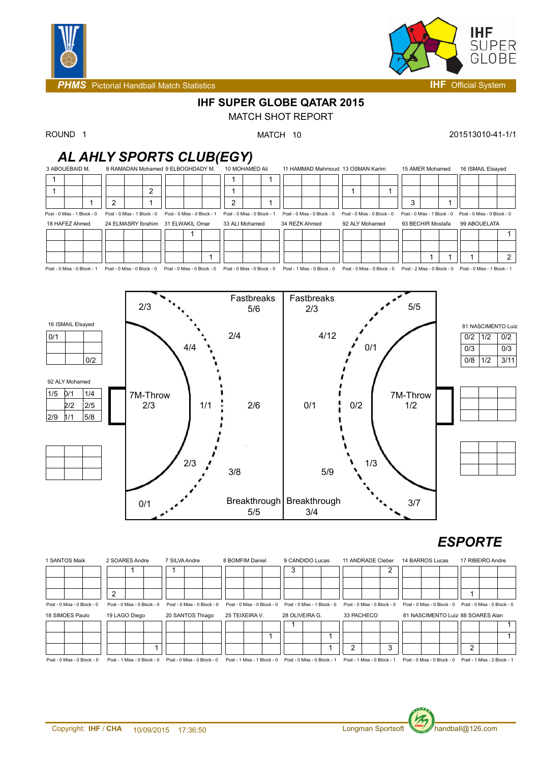**PHMS** Pictorial Handball Match Statistics — **IHF** Official System

# IHF SUPER GLOBE QATAR 2015

MATCH SHOT REPORT

ROUND 1 | MATCH 10 | 201513010-41-1/1

## AL AHLY SPORTS CLUB(EGY)

3 ABOUEBAID M.

| | | |
|---|---|---|
| 1 | | |
| 1 | | |
| | | 1 |

Post - 0 Miss - 1 Block - 0

8 RAMADAN Mohamed

| | | |
|---|---|---|
| | | |
| | | 2 |
| 2 | | 1 |

Post - 0 Miss - 1 Block - 0

9 ELBOGHDADY M.

| | | |
|---|---|---|
| | | |
| | | |
| | | |

Post - 0 Miss - 0 Block - 1

10 MOHAMED Ali

| | | |
|---|---|---|
| 1 | | 1 |
| 1 | | |
| 2 | | 1 |

Post - 0 Miss - 0 Block - 1

11 HAMMAD Mahmoud

| | | |
|---|---|---|
| | | |
| | | |
| | | |

Post - 0 Miss - 0 Block - 0

13 OSMAN Karim

| | | |
|---|---|---|
| | | |
| 1 | | 1 |
| | | |

Post - 0 Miss - 0 Block - 0

15 AMER Mohamed

| | | |
|---|---|---|
| | | |
| | | |
| 3 | | 1 |

Post - 0 Miss - 1 Block - 0

16 ISMAIL Elsayed

| | | |
|---|---|---|
| | | |
| | | |
| | | |

Post - 0 Miss - 0 Block - 0

18 HAFEZ Ahmed

| | | |
|---|---|---|
| | | |
| | | |
| | | |

Post - 0 Miss - 0 Block - 1

24 ELMASRY Ibrahim

| | | |
|---|---|---|
| | | |
| | | |
| | | |

Post - 0 Miss - 0 Block - 0

31 ELWAKIL Omar

| | | |
|---|---|---|
| | 1 | |
| | | |
| | | 1 |

Post - 0 Miss - 0 Block - 0

33 ALI Mohamed

| | | |
|---|---|---|
| | | |
| | | |
| | | |

Post - 0 Miss - 0 Block - 0

34 REZK Ahmed

| | | |
|---|---|---|
| | | |
| | | |
| | | |

Post - 1 Miss - 0 Block - 0

92 ALY Mohamed

| | | |
|---|---|---|
| | | |
| | | |
| | | |

Post - 0 Miss - 0 Block - 0

93 BECHIR Mostafa

| | | |
|---|---|---|
| | | |
| | | |
| | 1 | 1 |

Post - 2 Miss - 0 Block - 0

99 ABOUELATA

| | | |
|---|---|---|
| | | 1 |
| | | |
| 1 | | 2 |

Post - 0 Miss - 1 Block - 1

### Goalkeepers

16 ISMAIL Elsayed

| | | |
|---|---|---|
| 0/1 | | |
| | | |
| | | 0/2 |

92 ALY Mohamed

| | | |
|---|---|---|
| 1/5 | 0/1 | 1/4 |
| | 2/2 | 2/5 |
| 2/9 | 1/1 | 5/8 |

81 NASCIMENTO Luiz

| | | |
|---|---|---|
| 0/2 | 1/2 | 0/2 |
| 0/3 | | 0/3 |
| 0/8 | 1/2 | 3/11 |

### Shot zones

AL AHLY SPORTS CLUB (left half):
2/3
Fastbreaks 5/6
2/4
4/4
7M-Throw 2/3
1/1
2/6
2/3
3/8
0/1
Breakthrough 5/5

ESPORTE (right half):
Fastbreaks 2/3
5/5
4/12
0/1
7M-Throw 1/2
0/1
0/2
1/3
5/9
Breakthrough 3/4
3/7

## ESPORTE

1 SANTOS Maik

| | | |
|---|---|---|
| | | |
| | | |
| | | |

Post - 0 Miss - 0 Block - 0

2 SOARES Andre

| | | |
|---|---|---|
| | 1 | |
| | | |
| 2 | | |

Post - 0 Miss - 0 Block - 0

7 SILVA Andre

| | | |
|---|---|---|
| 1 | | |
| | | |
| | | |

Post - 0 Miss - 0 Block - 0

8 BOMFIM Daniel

| | | |
|---|---|---|
| | | |
| | | |
| | | |

Post - 0 Miss - 0 Block - 0

9 CANDIDO Lucas

| | | |
|---|---|---|
| 3 | | |
| | | |
| | | |

Post - 0 Miss - 1 Block - 0

11 ANDRADE Cleber

| | | |
|---|---|---|
| | | 2 |
| | | |
| | | |

Post - 0 Miss - 0 Block - 0

14 BARROS Lucas

| | | |
|---|---|---|
| | | |
| | | |
| | | |

Post - 0 Miss - 0 Block - 0

17 RIBEIRO Andre

| | | |
|---|---|---|
| | | |
| | | |
| 1 | | |

Post - 0 Miss - 0 Block - 0

18 SIMOES Paulo

| | | |
|---|---|---|
| | | |
| | | |
| | | |

Post - 0 Miss - 0 Block - 0

19 LAGO Diego

| | | |
|---|---|---|
| | | |
| | | |
| | | 1 |

Post - 1 Miss - 0 Block - 0

20 SANTOS Thiago

| | | |
|---|---|---|
| | | |
| | | |
| | | |

Post - 0 Miss - 0 Block - 0

25 TEIXEIRA V.

| | | |
|---|---|---|
| | | |
| | | 1 |
| | | |

Post - 1 Miss - 1 Block - 0

28 OLIVEIRA G.

| | | |
|---|---|---|
| 1 | | |
| | | 1 |
| | | 1 |

Post - 0 Miss - 0 Block - 1

33 PACHECO

| | | |
|---|---|---|
| | | |
| | | |
| 2 | | 3 |

Post - 1 Miss - 0 Block - 1

81 NASCIMENTO Luiz

| | | |
|---|---|---|
| | | |
| | | |
| | | |

Post - 0 Miss - 0 Block - 0

88 SOARES Alan

| | | |
|---|---|---|
| | | 1 |
| | | 1 |
| 2 | | |

Post - 1 Miss - 2 Block - 1

Copyright: IHF / CHA 10/09/2015 17:36:50 Longman Sportsoft handball@126.com